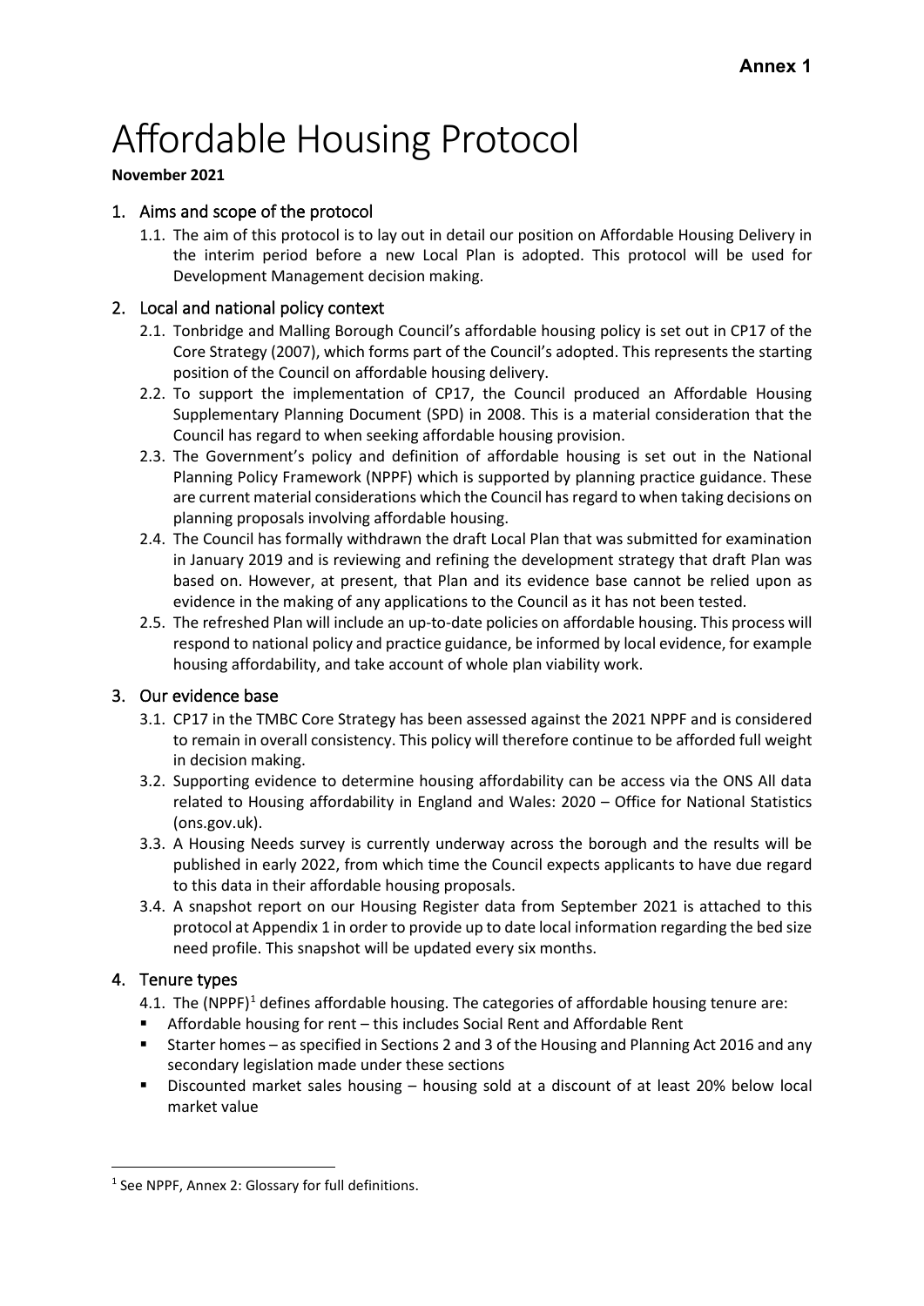**Annex 1**

# Affordable Housing Protocol

**November 2021**

## 1. Aims and scope of the protocol

1.1. The aim of this protocol is to lay out in detail our position on Affordable Housing Delivery in the interim period before a new Local Plan is adopted. This protocol will be used for Development Management decision making.

## 2. Local and national policy context

2.1. Tonbridge and Malling Borough Council's affordable housing policy is set out in CP17 of the Core Strategy (2007), which forms part of the Council's adopted. This represents the starting position of the Council on affordable housing delivery.

2.2. To support the implementation of CP17, the Council produced an Affordable Housing Supplementary Planning Document (SPD) in 2008. This is a material consideration that the Council has regard to when seeking affordable housing provision.

2.3. The Government's policy and definition of affordable housing is set out in the National Planning Policy Framework (NPPF) which is supported by planning practice guidance. These are current material considerations which the Council has regard to when taking decisions on planning proposals involving affordable housing.

2.4. The Council has formally withdrawn the draft Local Plan that was submitted for examination in January 2019 and is reviewing and refining the development strategy that draft Plan was based on. However, at present, that Plan and its evidence base cannot be relied upon as evidence in the making of any applications to the Council as it has not been tested.

2.5. The refreshed Plan will include an up-to-date policies on affordable housing. This process will respond to national policy and practice guidance, be informed by local evidence, for example housing affordability, and take account of whole plan viability work.

## 3. Our evidence base

3.1. CP17 in the TMBC Core Strategy has been assessed against the 2021 NPPF and is considered to remain in overall consistency. This policy will therefore continue to be afforded full weight in decision making.

3.2. Supporting evidence to determine housing affordability can be access via the ONS All data related to Housing affordability in England and Wales: 2020 – Office for National Statistics (ons.gov.uk).

3.3. A Housing Needs survey is currently underway across the borough and the results will be published in early 2022, from which time the Council expects applicants to have due regard to this data in their affordable housing proposals.

3.4. A snapshot report on our Housing Register data from September 2021 is attached to this protocol at Appendix 1 in order to provide up to date local information regarding the bed size need profile. This snapshot will be updated every six months.

## 4. Tenure types

4.1. The (NPPF)[1] defines affordable housing. The categories of affordable housing tenure are:

- Affordable housing for rent – this includes Social Rent and Affordable Rent
- Starter homes – as specified in Sections 2 and 3 of the Housing and Planning Act 2016 and any secondary legislation made under these sections
- Discounted market sales housing – housing sold at a discount of at least 20% below local market value

[1] See NPPF, Annex 2: Glossary for full definitions.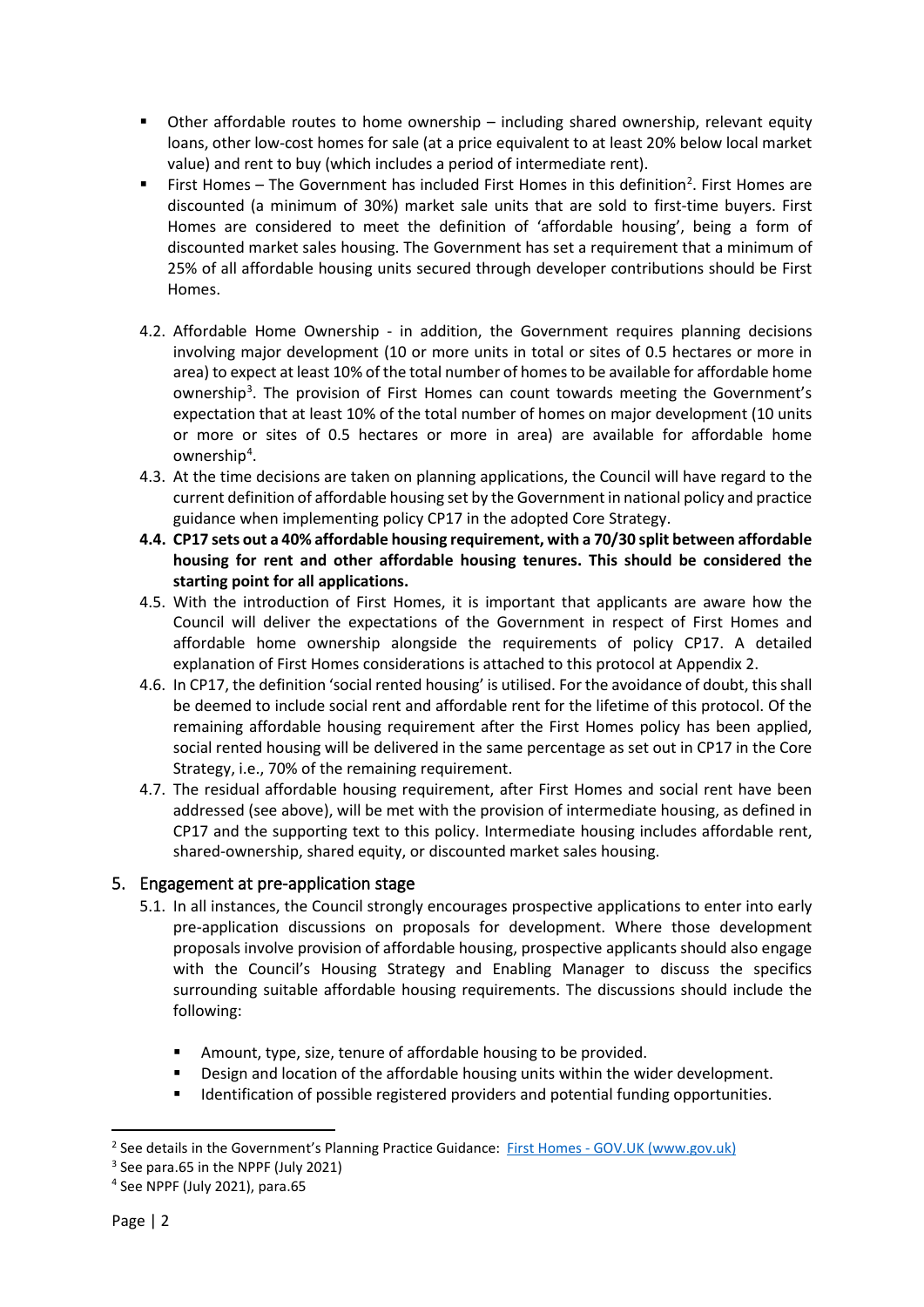- Other affordable routes to home ownership – including shared ownership, relevant equity loans, other low-cost homes for sale (at a price equivalent to at least 20% below local market value) and rent to buy (which includes a period of intermediate rent).
- First Homes – The Government has included First Homes in this definition[2]. First Homes are discounted (a minimum of 30%) market sale units that are sold to first-time buyers. First Homes are considered to meet the definition of 'affordable housing', being a form of discounted market sales housing. The Government has set a requirement that a minimum of 25% of all affordable housing units secured through developer contributions should be First Homes.

4.2. Affordable Home Ownership - in addition, the Government requires planning decisions involving major development (10 or more units in total or sites of 0.5 hectares or more in area) to expect at least 10% of the total number of homes to be available for affordable home ownership[3]. The provision of First Homes can count towards meeting the Government's expectation that at least 10% of the total number of homes on major development (10 units or more or sites of 0.5 hectares or more in area) are available for affordable home ownership[4].

4.3. At the time decisions are taken on planning applications, the Council will have regard to the current definition of affordable housing set by the Government in national policy and practice guidance when implementing policy CP17 in the adopted Core Strategy.

**4.4. CP17 sets out a 40% affordable housing requirement, with a 70/30 split between affordable housing for rent and other affordable housing tenures. This should be considered the starting point for all applications.**

4.5. With the introduction of First Homes, it is important that applicants are aware how the Council will deliver the expectations of the Government in respect of First Homes and affordable home ownership alongside the requirements of policy CP17. A detailed explanation of First Homes considerations is attached to this protocol at Appendix 2.

4.6. In CP17, the definition 'social rented housing' is utilised. For the avoidance of doubt, this shall be deemed to include social rent and affordable rent for the lifetime of this protocol. Of the remaining affordable housing requirement after the First Homes policy has been applied, social rented housing will be delivered in the same percentage as set out in CP17 in the Core Strategy, i.e., 70% of the remaining requirement.

4.7. The residual affordable housing requirement, after First Homes and social rent have been addressed (see above), will be met with the provision of intermediate housing, as defined in CP17 and the supporting text to this policy. Intermediate housing includes affordable rent, shared-ownership, shared equity, or discounted market sales housing.

## 5. Engagement at pre-application stage

5.1. In all instances, the Council strongly encourages prospective applications to enter into early pre-application discussions on proposals for development. Where those development proposals involve provision of affordable housing, prospective applicants should also engage with the Council's Housing Strategy and Enabling Manager to discuss the specifics surrounding suitable affordable housing requirements. The discussions should include the following:

- Amount, type, size, tenure of affordable housing to be provided.
- Design and location of the affordable housing units within the wider development.
- Identification of possible registered providers and potential funding opportunities.

---

[2] See details in the Government's Planning Practice Guidance: First Homes - GOV.UK (www.gov.uk)

[3] See para.65 in the NPPF (July 2021)

[4] See NPPF (July 2021), para.65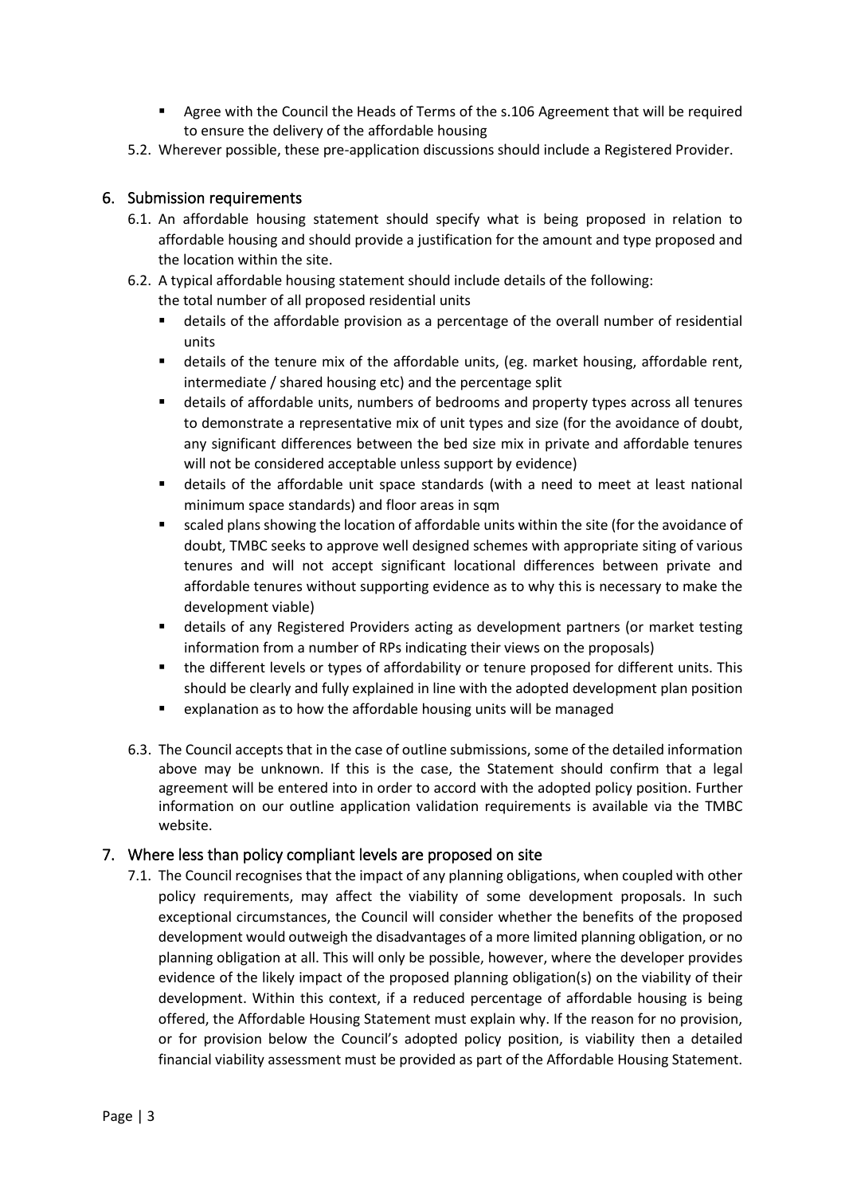- Agree with the Council the Heads of Terms of the s.106 Agreement that will be required to ensure the delivery of the affordable housing

5.2. Wherever possible, these pre-application discussions should include a Registered Provider.

## 6. Submission requirements

6.1. An affordable housing statement should specify what is being proposed in relation to affordable housing and should provide a justification for the amount and type proposed and the location within the site.

6.2. A typical affordable housing statement should include details of the following:
the total number of all proposed residential units

- details of the affordable provision as a percentage of the overall number of residential units
- details of the tenure mix of the affordable units, (eg. market housing, affordable rent, intermediate / shared housing etc) and the percentage split
- details of affordable units, numbers of bedrooms and property types across all tenures to demonstrate a representative mix of unit types and size (for the avoidance of doubt, any significant differences between the bed size mix in private and affordable tenures will not be considered acceptable unless support by evidence)
- details of the affordable unit space standards (with a need to meet at least national minimum space standards) and floor areas in sqm
- scaled plans showing the location of affordable units within the site (for the avoidance of doubt, TMBC seeks to approve well designed schemes with appropriate siting of various tenures and will not accept significant locational differences between private and affordable tenures without supporting evidence as to why this is necessary to make the development viable)
- details of any Registered Providers acting as development partners (or market testing information from a number of RPs indicating their views on the proposals)
- the different levels or types of affordability or tenure proposed for different units. This should be clearly and fully explained in line with the adopted development plan position
- explanation as to how the affordable housing units will be managed

6.3. The Council accepts that in the case of outline submissions, some of the detailed information above may be unknown. If this is the case, the Statement should confirm that a legal agreement will be entered into in order to accord with the adopted policy position. Further information on our outline application validation requirements is available via the TMBC website.

## 7. Where less than policy compliant levels are proposed on site

7.1. The Council recognises that the impact of any planning obligations, when coupled with other policy requirements, may affect the viability of some development proposals. In such exceptional circumstances, the Council will consider whether the benefits of the proposed development would outweigh the disadvantages of a more limited planning obligation, or no planning obligation at all. This will only be possible, however, where the developer provides evidence of the likely impact of the proposed planning obligation(s) on the viability of their development. Within this context, if a reduced percentage of affordable housing is being offered, the Affordable Housing Statement must explain why. If the reason for no provision, or for provision below the Council's adopted policy position, is viability then a detailed financial viability assessment must be provided as part of the Affordable Housing Statement.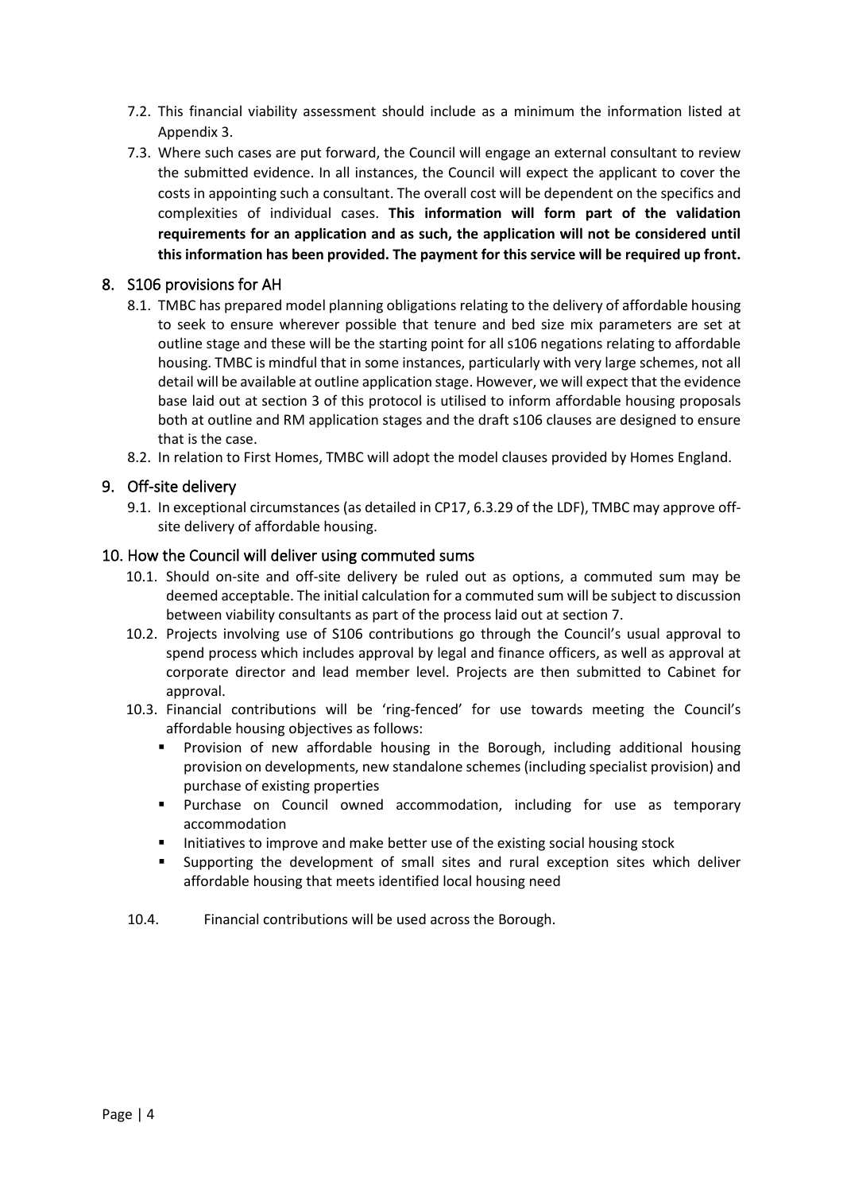7.2. This financial viability assessment should include as a minimum the information listed at Appendix 3.

7.3. Where such cases are put forward, the Council will engage an external consultant to review the submitted evidence. In all instances, the Council will expect the applicant to cover the costs in appointing such a consultant. The overall cost will be dependent on the specifics and complexities of individual cases. **This information will form part of the validation requirements for an application and as such, the application will not be considered until this information has been provided. The payment for this service will be required up front.**

## 8. S106 provisions for AH

8.1. TMBC has prepared model planning obligations relating to the delivery of affordable housing to seek to ensure wherever possible that tenure and bed size mix parameters are set at outline stage and these will be the starting point for all s106 negations relating to affordable housing. TMBC is mindful that in some instances, particularly with very large schemes, not all detail will be available at outline application stage. However, we will expect that the evidence base laid out at section 3 of this protocol is utilised to inform affordable housing proposals both at outline and RM application stages and the draft s106 clauses are designed to ensure that is the case.

8.2. In relation to First Homes, TMBC will adopt the model clauses provided by Homes England.

## 9. Off-site delivery

9.1. In exceptional circumstances (as detailed in CP17, 6.3.29 of the LDF), TMBC may approve off-site delivery of affordable housing.

## 10. How the Council will deliver using commuted sums

10.1. Should on-site and off-site delivery be ruled out as options, a commuted sum may be deemed acceptable. The initial calculation for a commuted sum will be subject to discussion between viability consultants as part of the process laid out at section 7.

10.2. Projects involving use of S106 contributions go through the Council's usual approval to spend process which includes approval by legal and finance officers, as well as approval at corporate director and lead member level. Projects are then submitted to Cabinet for approval.

10.3. Financial contributions will be 'ring-fenced' for use towards meeting the Council's affordable housing objectives as follows:

- Provision of new affordable housing in the Borough, including additional housing provision on developments, new standalone schemes (including specialist provision) and purchase of existing properties
- Purchase on Council owned accommodation, including for use as temporary accommodation
- Initiatives to improve and make better use of the existing social housing stock
- Supporting the development of small sites and rural exception sites which deliver affordable housing that meets identified local housing need

10.4. Financial contributions will be used across the Borough.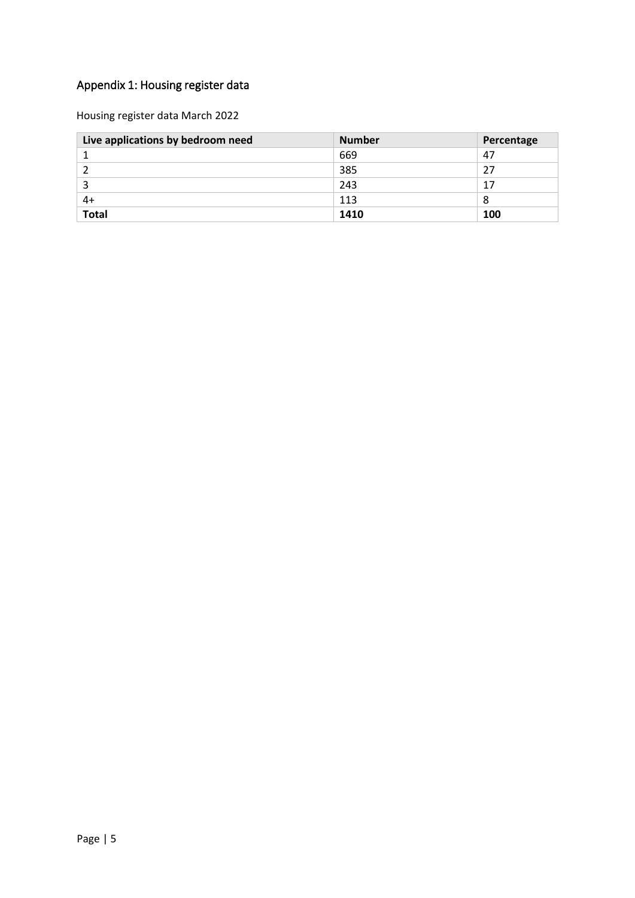## Appendix 1: Housing register data

Housing register data March 2022

| Live applications by bedroom need | Number | Percentage |
|---|---|---|
| 1 | 669 | 47 |
| 2 | 385 | 27 |
| 3 | 243 | 17 |
| 4+ | 113 | 8 |
| **Total** | **1410** | **100** |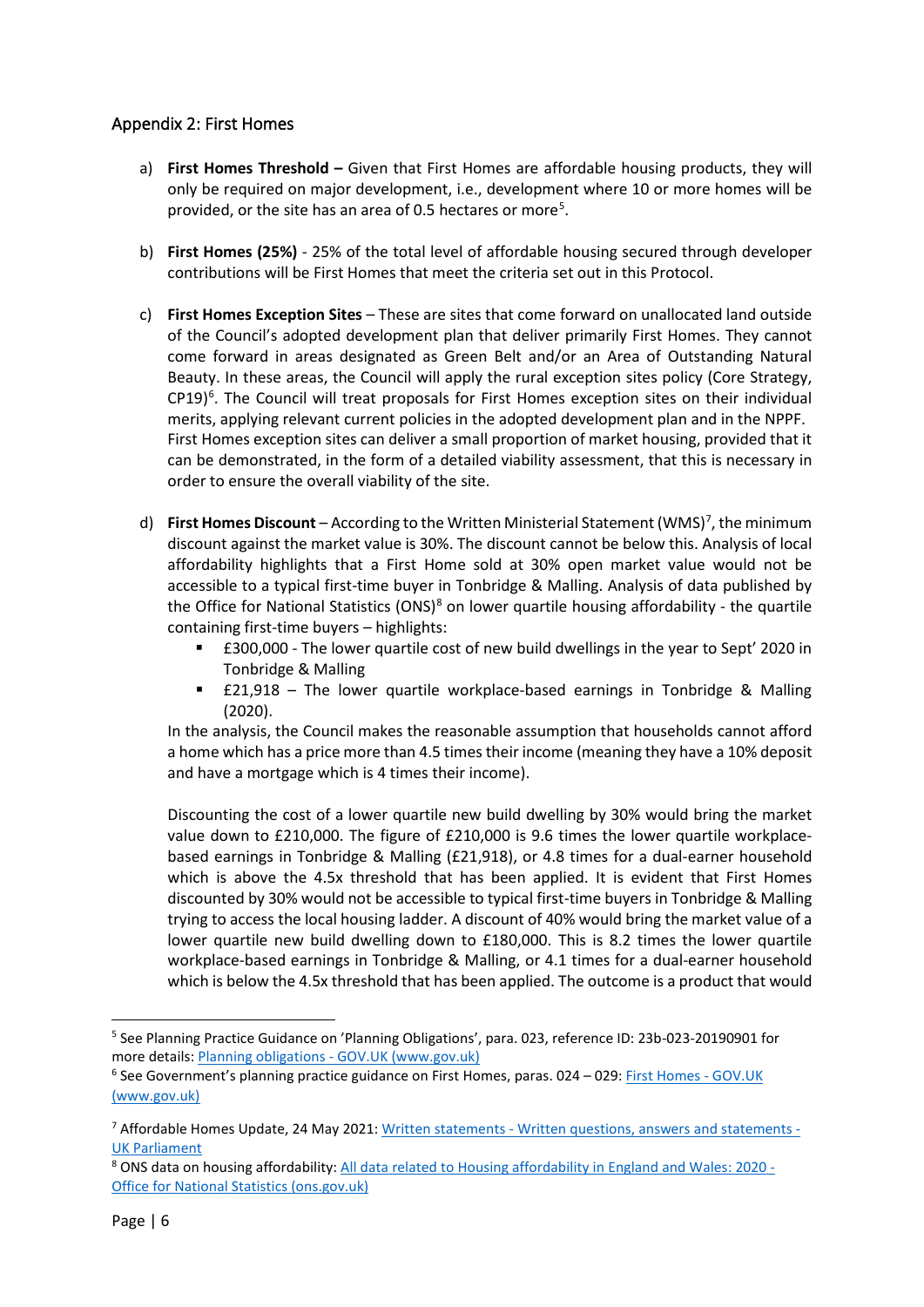## Appendix 2: First Homes

a) **First Homes Threshold –** Given that First Homes are affordable housing products, they will only be required on major development, i.e., development where 10 or more homes will be provided, or the site has an area of 0.5 hectares or more[5].

b) **First Homes (25%)** - 25% of the total level of affordable housing secured through developer contributions will be First Homes that meet the criteria set out in this Protocol.

c) **First Homes Exception Sites** – These are sites that come forward on unallocated land outside of the Council's adopted development plan that deliver primarily First Homes. They cannot come forward in areas designated as Green Belt and/or an Area of Outstanding Natural Beauty. In these areas, the Council will apply the rural exception sites policy (Core Strategy, CP19)[6]. The Council will treat proposals for First Homes exception sites on their individual merits, applying relevant current policies in the adopted development plan and in the NPPF. First Homes exception sites can deliver a small proportion of market housing, provided that it can be demonstrated, in the form of a detailed viability assessment, that this is necessary in order to ensure the overall viability of the site.

d) **First Homes Discount** – According to the Written Ministerial Statement (WMS)[7], the minimum discount against the market value is 30%. The discount cannot be below this. Analysis of local affordability highlights that a First Home sold at 30% open market value would not be accessible to a typical first-time buyer in Tonbridge & Malling. Analysis of data published by the Office for National Statistics (ONS)[8] on lower quartile housing affordability - the quartile containing first-time buyers – highlights:
   - £300,000 - The lower quartile cost of new build dwellings in the year to Sept' 2020 in Tonbridge & Malling
   - £21,918 – The lower quartile workplace-based earnings in Tonbridge & Malling (2020).

   In the analysis, the Council makes the reasonable assumption that households cannot afford a home which has a price more than 4.5 times their income (meaning they have a 10% deposit and have a mortgage which is 4 times their income).

   Discounting the cost of a lower quartile new build dwelling by 30% would bring the market value down to £210,000. The figure of £210,000 is 9.6 times the lower quartile workplace-based earnings in Tonbridge & Malling (£21,918), or 4.8 times for a dual-earner household which is above the 4.5x threshold that has been applied. It is evident that First Homes discounted by 30% would not be accessible to typical first-time buyers in Tonbridge & Malling trying to access the local housing ladder. A discount of 40% would bring the market value of a lower quartile new build dwelling down to £180,000. This is 8.2 times the lower quartile workplace-based earnings in Tonbridge & Malling, or 4.1 times for a dual-earner household which is below the 4.5x threshold that has been applied. The outcome is a product that would

---

[5] See Planning Practice Guidance on 'Planning Obligations', para. 023, reference ID: 23b-023-20190901 for more details: Planning obligations - GOV.UK (www.gov.uk)

[6] See Government's planning practice guidance on First Homes, paras. 024 – 029: First Homes - GOV.UK (www.gov.uk)

[7] Affordable Homes Update, 24 May 2021: Written statements - Written questions, answers and statements - UK Parliament

[8] ONS data on housing affordability: All data related to Housing affordability in England and Wales: 2020 - Office for National Statistics (ons.gov.uk)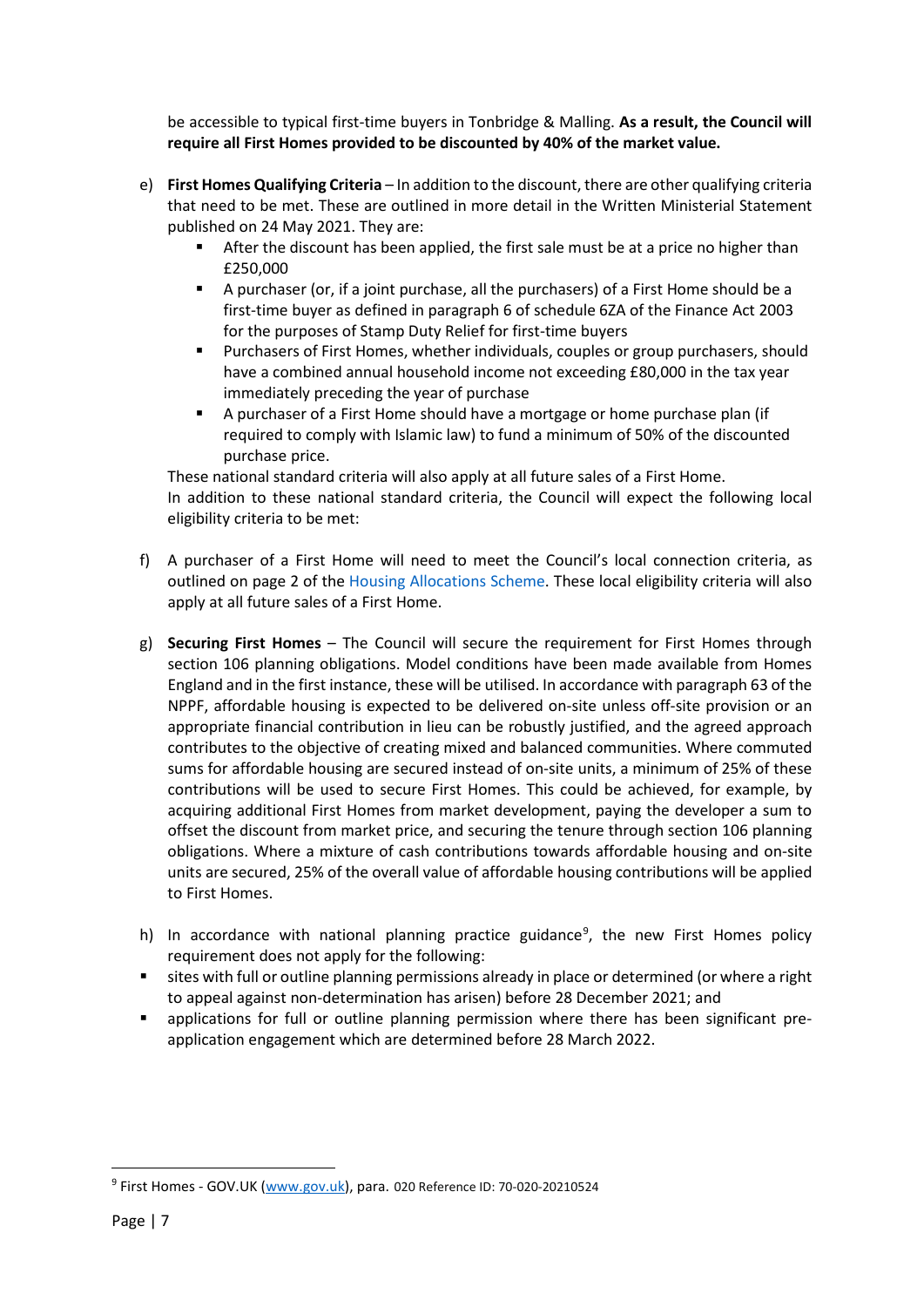be accessible to typical first-time buyers in Tonbridge & Malling. **As a result, the Council will require all First Homes provided to be discounted by 40% of the market value.**

e) **First Homes Qualifying Criteria** – In addition to the discount, there are other qualifying criteria that need to be met. These are outlined in more detail in the Written Ministerial Statement published on 24 May 2021. They are:
   - After the discount has been applied, the first sale must be at a price no higher than £250,000
   - A purchaser (or, if a joint purchase, all the purchasers) of a First Home should be a first-time buyer as defined in paragraph 6 of schedule 6ZA of the Finance Act 2003 for the purposes of Stamp Duty Relief for first-time buyers
   - Purchasers of First Homes, whether individuals, couples or group purchasers, should have a combined annual household income not exceeding £80,000 in the tax year immediately preceding the year of purchase
   - A purchaser of a First Home should have a mortgage or home purchase plan (if required to comply with Islamic law) to fund a minimum of 50% of the discounted purchase price.

   These national standard criteria will also apply at all future sales of a First Home.
   In addition to these national standard criteria, the Council will expect the following local eligibility criteria to be met:

f) A purchaser of a First Home will need to meet the Council's local connection criteria, as outlined on page 2 of the Housing Allocations Scheme. These local eligibility criteria will also apply at all future sales of a First Home.

g) **Securing First Homes** – The Council will secure the requirement for First Homes through section 106 planning obligations. Model conditions have been made available from Homes England and in the first instance, these will be utilised. In accordance with paragraph 63 of the NPPF, affordable housing is expected to be delivered on-site unless off-site provision or an appropriate financial contribution in lieu can be robustly justified, and the agreed approach contributes to the objective of creating mixed and balanced communities. Where commuted sums for affordable housing are secured instead of on-site units, a minimum of 25% of these contributions will be used to secure First Homes. This could be achieved, for example, by acquiring additional First Homes from market development, paying the developer a sum to offset the discount from market price, and securing the tenure through section 106 planning obligations. Where a mixture of cash contributions towards affordable housing and on-site units are secured, 25% of the overall value of affordable housing contributions will be applied to First Homes.

h) In accordance with national planning practice guidance[9], the new First Homes policy requirement does not apply for the following:
   - sites with full or outline planning permissions already in place or determined (or where a right to appeal against non-determination has arisen) before 28 December 2021; and
   - applications for full or outline planning permission where there has been significant pre-application engagement which are determined before 28 March 2022.

[9] First Homes - GOV.UK (www.gov.uk), para. 020 Reference ID: 70-020-20210524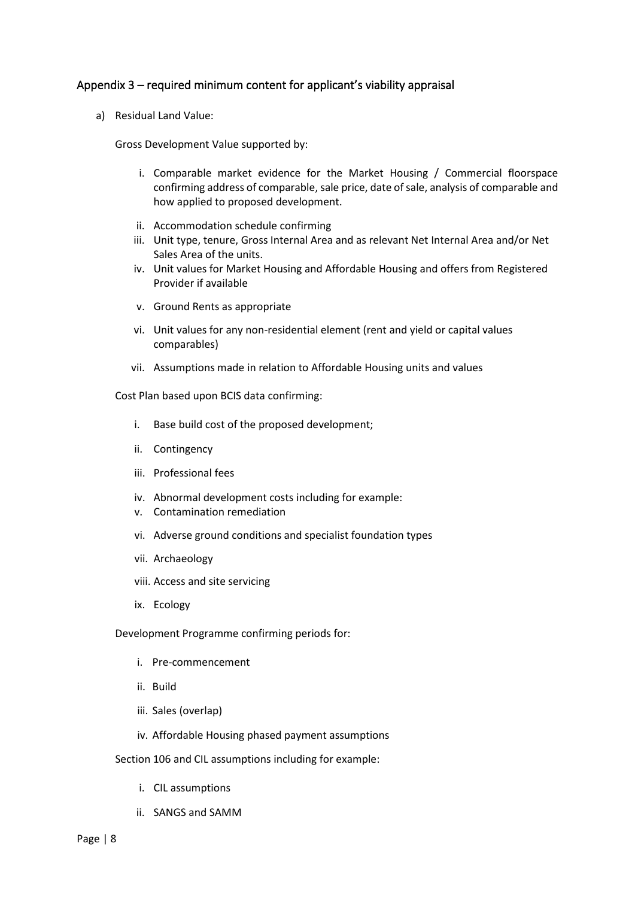## Appendix 3 – required minimum content for applicant's viability appraisal

a) Residual Land Value:

Gross Development Value supported by:

i. Comparable market evidence for the Market Housing / Commercial floorspace confirming address of comparable, sale price, date of sale, analysis of comparable and how applied to proposed development.
ii. Accommodation schedule confirming
iii. Unit type, tenure, Gross Internal Area and as relevant Net Internal Area and/or Net Sales Area of the units.
iv. Unit values for Market Housing and Affordable Housing and offers from Registered Provider if available
v. Ground Rents as appropriate
vi. Unit values for any non-residential element (rent and yield or capital values comparables)
vii. Assumptions made in relation to Affordable Housing units and values

Cost Plan based upon BCIS data confirming:

i. Base build cost of the proposed development;
ii. Contingency
iii. Professional fees
iv. Abnormal development costs including for example:
v. Contamination remediation
vi. Adverse ground conditions and specialist foundation types
vii. Archaeology
viii. Access and site servicing
ix. Ecology

Development Programme confirming periods for:

i. Pre-commencement
ii. Build
iii. Sales (overlap)
iv. Affordable Housing phased payment assumptions

Section 106 and CIL assumptions including for example:

i. CIL assumptions
ii. SANGS and SAMM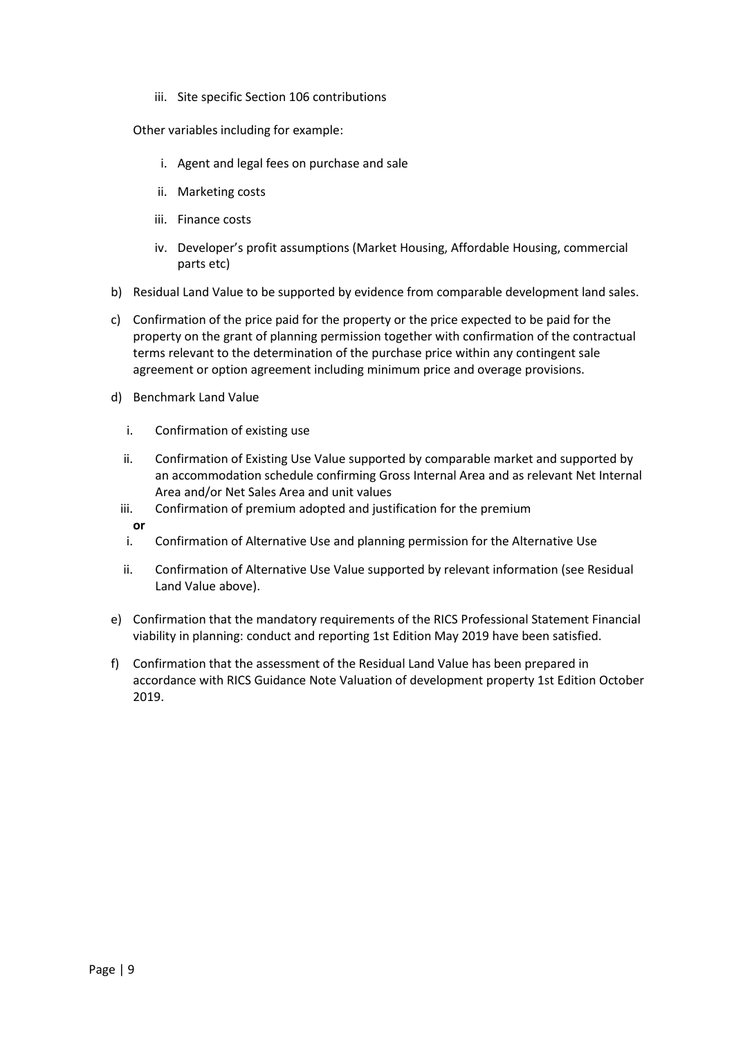iii. Site specific Section 106 contributions

Other variables including for example:

i. Agent and legal fees on purchase and sale
ii. Marketing costs
iii. Finance costs
iv. Developer's profit assumptions (Market Housing, Affordable Housing, commercial parts etc)

b) Residual Land Value to be supported by evidence from comparable development land sales.

c) Confirmation of the price paid for the property or the price expected to be paid for the property on the grant of planning permission together with confirmation of the contractual terms relevant to the determination of the purchase price within any contingent sale agreement or option agreement including minimum price and overage provisions.

d) Benchmark Land Value

   i. Confirmation of existing use
   ii. Confirmation of Existing Use Value supported by comparable market and supported by an accommodation schedule confirming Gross Internal Area and as relevant Net Internal Area and/or Net Sales Area and unit values
   iii. Confirmation of premium adopted and justification for the premium

   **or**

   i. Confirmation of Alternative Use and planning permission for the Alternative Use
   ii. Confirmation of Alternative Use Value supported by relevant information (see Residual Land Value above).

e) Confirmation that the mandatory requirements of the RICS Professional Statement Financial viability in planning: conduct and reporting 1st Edition May 2019 have been satisfied.

f) Confirmation that the assessment of the Residual Land Value has been prepared in accordance with RICS Guidance Note Valuation of development property 1st Edition October 2019.